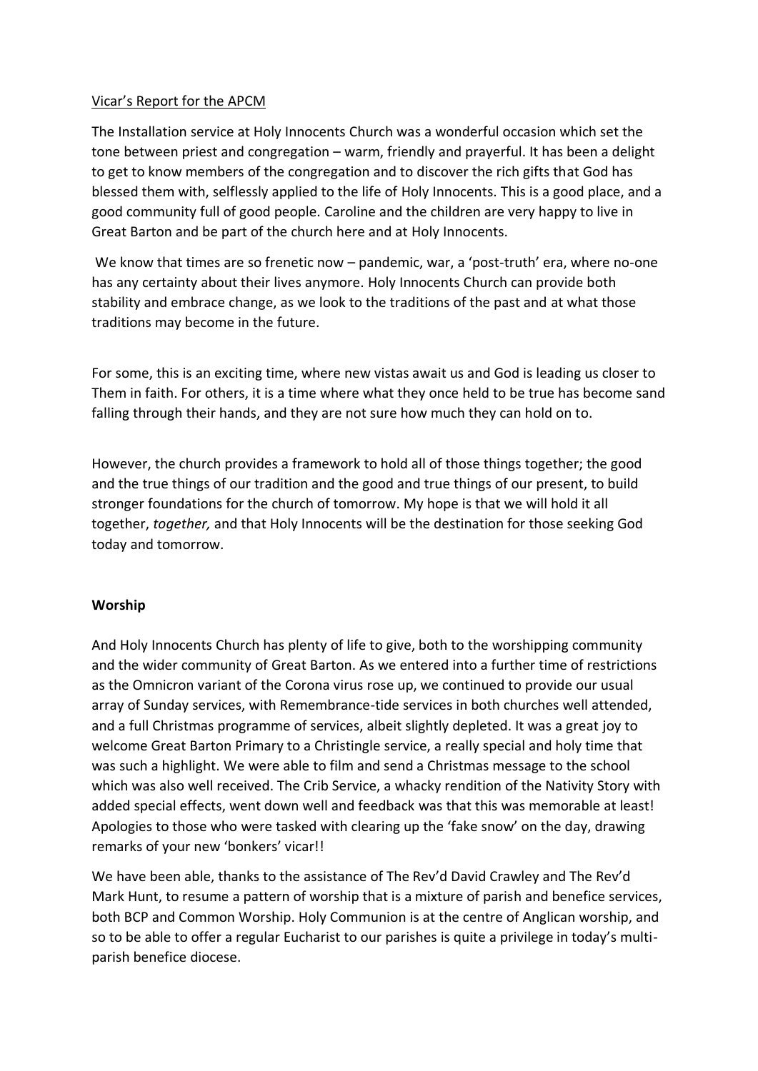Vicar's Report for the APCM

The Installation service at Holy Innocents Church was a wonderful occasion which set the tone between priest and congregation – warm, friendly and prayerful. It has been a delight to get to know members of the congregation and to discover the rich gifts that God has blessed them with, selflessly applied to the life of Holy Innocents. This is a good place, and a good community full of good people. Caroline and the children are very happy to live in Great Barton and be part of the church here and at Holy Innocents.

We know that times are so frenetic now – pandemic, war, a 'post-truth' era, where no-one has any certainty about their lives anymore. Holy Innocents Church can provide both stability and embrace change, as we look to the traditions of the past and at what those traditions may become in the future.

For some, this is an exciting time, where new vistas await us and God is leading us closer to Them in faith. For others, it is a time where what they once held to be true has become sand falling through their hands, and they are not sure how much they can hold on to.

However, the church provides a framework to hold all of those things together; the good and the true things of our tradition and the good and true things of our present, to build stronger foundations for the church of tomorrow. My hope is that we will hold it all together, *together,* and that Holy Innocents will be the destination for those seeking God today and tomorrow.

**Worship**

And Holy Innocents Church has plenty of life to give, both to the worshipping community and the wider community of Great Barton. As we entered into a further time of restrictions as the Omnicron variant of the Corona virus rose up, we continued to provide our usual array of Sunday services, with Remembrance-tide services in both churches well attended, and a full Christmas programme of services, albeit slightly depleted. It was a great joy to welcome Great Barton Primary to a Christingle service, a really special and holy time that was such a highlight. We were able to film and send a Christmas message to the school which was also well received. The Crib Service, a whacky rendition of the Nativity Story with added special effects, went down well and feedback was that this was memorable at least! Apologies to those who were tasked with clearing up the 'fake snow' on the day, drawing remarks of your new 'bonkers' vicar!!

We have been able, thanks to the assistance of The Rev'd David Crawley and The Rev'd Mark Hunt, to resume a pattern of worship that is a mixture of parish and benefice services, both BCP and Common Worship. Holy Communion is at the centre of Anglican worship, and so to be able to offer a regular Eucharist to our parishes is quite a privilege in today's multi-parish benefice diocese.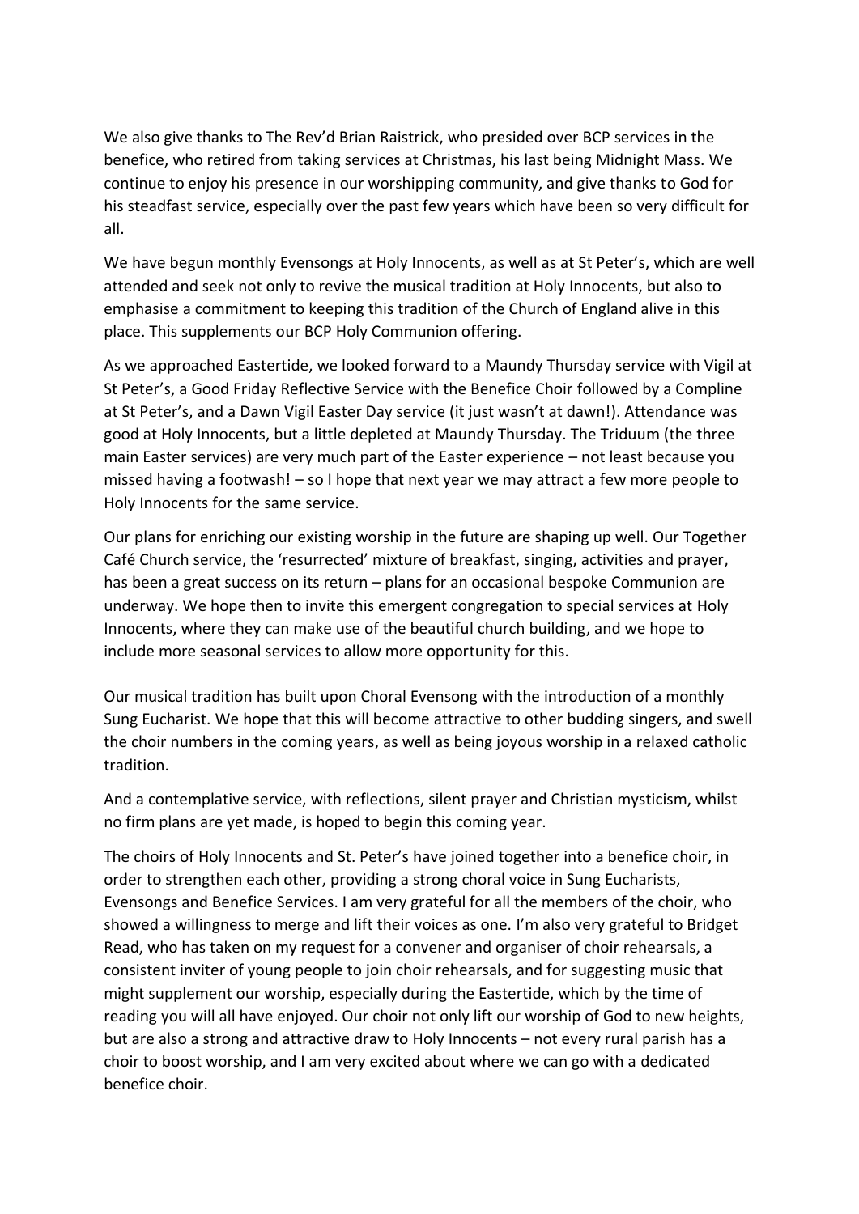We also give thanks to The Rev'd Brian Raistrick, who presided over BCP services in the benefice, who retired from taking services at Christmas, his last being Midnight Mass. We continue to enjoy his presence in our worshipping community, and give thanks to God for his steadfast service, especially over the past few years which have been so very difficult for all.

We have begun monthly Evensongs at Holy Innocents, as well as at St Peter's, which are well attended and seek not only to revive the musical tradition at Holy Innocents, but also to emphasise a commitment to keeping this tradition of the Church of England alive in this place. This supplements our BCP Holy Communion offering.

As we approached Eastertide, we looked forward to a Maundy Thursday service with Vigil at St Peter's, a Good Friday Reflective Service with the Benefice Choir followed by a Compline at St Peter's, and a Dawn Vigil Easter Day service (it just wasn't at dawn!). Attendance was good at Holy Innocents, but a little depleted at Maundy Thursday. The Triduum (the three main Easter services) are very much part of the Easter experience – not least because you missed having a footwash! – so I hope that next year we may attract a few more people to Holy Innocents for the same service.

Our plans for enriching our existing worship in the future are shaping up well. Our Together Café Church service, the 'resurrected' mixture of breakfast, singing, activities and prayer, has been a great success on its return – plans for an occasional bespoke Communion are underway. We hope then to invite this emergent congregation to special services at Holy Innocents, where they can make use of the beautiful church building, and we hope to include more seasonal services to allow more opportunity for this.

Our musical tradition has built upon Choral Evensong with the introduction of a monthly Sung Eucharist. We hope that this will become attractive to other budding singers, and swell the choir numbers in the coming years, as well as being joyous worship in a relaxed catholic tradition.

And a contemplative service, with reflections, silent prayer and Christian mysticism, whilst no firm plans are yet made, is hoped to begin this coming year.

The choirs of Holy Innocents and St. Peter's have joined together into a benefice choir, in order to strengthen each other, providing a strong choral voice in Sung Eucharists, Evensongs and Benefice Services. I am very grateful for all the members of the choir, who showed a willingness to merge and lift their voices as one. I'm also very grateful to Bridget Read, who has taken on my request for a convener and organiser of choir rehearsals, a consistent inviter of young people to join choir rehearsals, and for suggesting music that might supplement our worship, especially during the Eastertide, which by the time of reading you will all have enjoyed. Our choir not only lift our worship of God to new heights, but are also a strong and attractive draw to Holy Innocents – not every rural parish has a choir to boost worship, and I am very excited about where we can go with a dedicated benefice choir.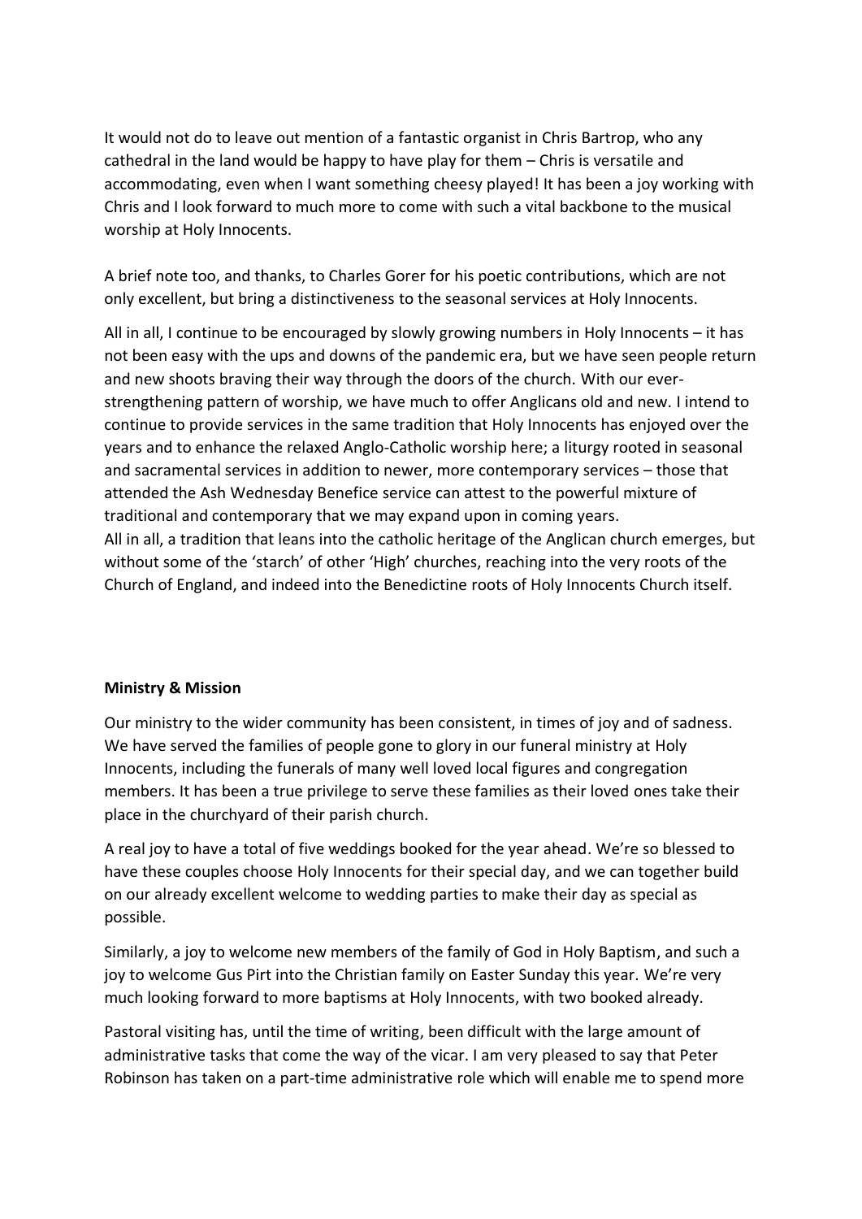It would not do to leave out mention of a fantastic organist in Chris Bartrop, who any cathedral in the land would be happy to have play for them – Chris is versatile and accommodating, even when I want something cheesy played! It has been a joy working with Chris and I look forward to much more to come with such a vital backbone to the musical worship at Holy Innocents.

A brief note too, and thanks, to Charles Gorer for his poetic contributions, which are not only excellent, but bring a distinctiveness to the seasonal services at Holy Innocents.

All in all, I continue to be encouraged by slowly growing numbers in Holy Innocents – it has not been easy with the ups and downs of the pandemic era, but we have seen people return and new shoots braving their way through the doors of the church. With our ever-strengthening pattern of worship, we have much to offer Anglicans old and new. I intend to continue to provide services in the same tradition that Holy Innocents has enjoyed over the years and to enhance the relaxed Anglo-Catholic worship here; a liturgy rooted in seasonal and sacramental services in addition to newer, more contemporary services – those that attended the Ash Wednesday Benefice service can attest to the powerful mixture of traditional and contemporary that we may expand upon in coming years.
All in all, a tradition that leans into the catholic heritage of the Anglican church emerges, but without some of the 'starch' of other 'High' churches, reaching into the very roots of the Church of England, and indeed into the Benedictine roots of Holy Innocents Church itself.

**Ministry & Mission**

Our ministry to the wider community has been consistent, in times of joy and of sadness. We have served the families of people gone to glory in our funeral ministry at Holy Innocents, including the funerals of many well loved local figures and congregation members. It has been a true privilege to serve these families as their loved ones take their place in the churchyard of their parish church.

A real joy to have a total of five weddings booked for the year ahead. We're so blessed to have these couples choose Holy Innocents for their special day, and we can together build on our already excellent welcome to wedding parties to make their day as special as possible.

Similarly, a joy to welcome new members of the family of God in Holy Baptism, and such a joy to welcome Gus Pirt into the Christian family on Easter Sunday this year. We're very much looking forward to more baptisms at Holy Innocents, with two booked already.

Pastoral visiting has, until the time of writing, been difficult with the large amount of administrative tasks that come the way of the vicar. I am very pleased to say that Peter Robinson has taken on a part-time administrative role which will enable me to spend more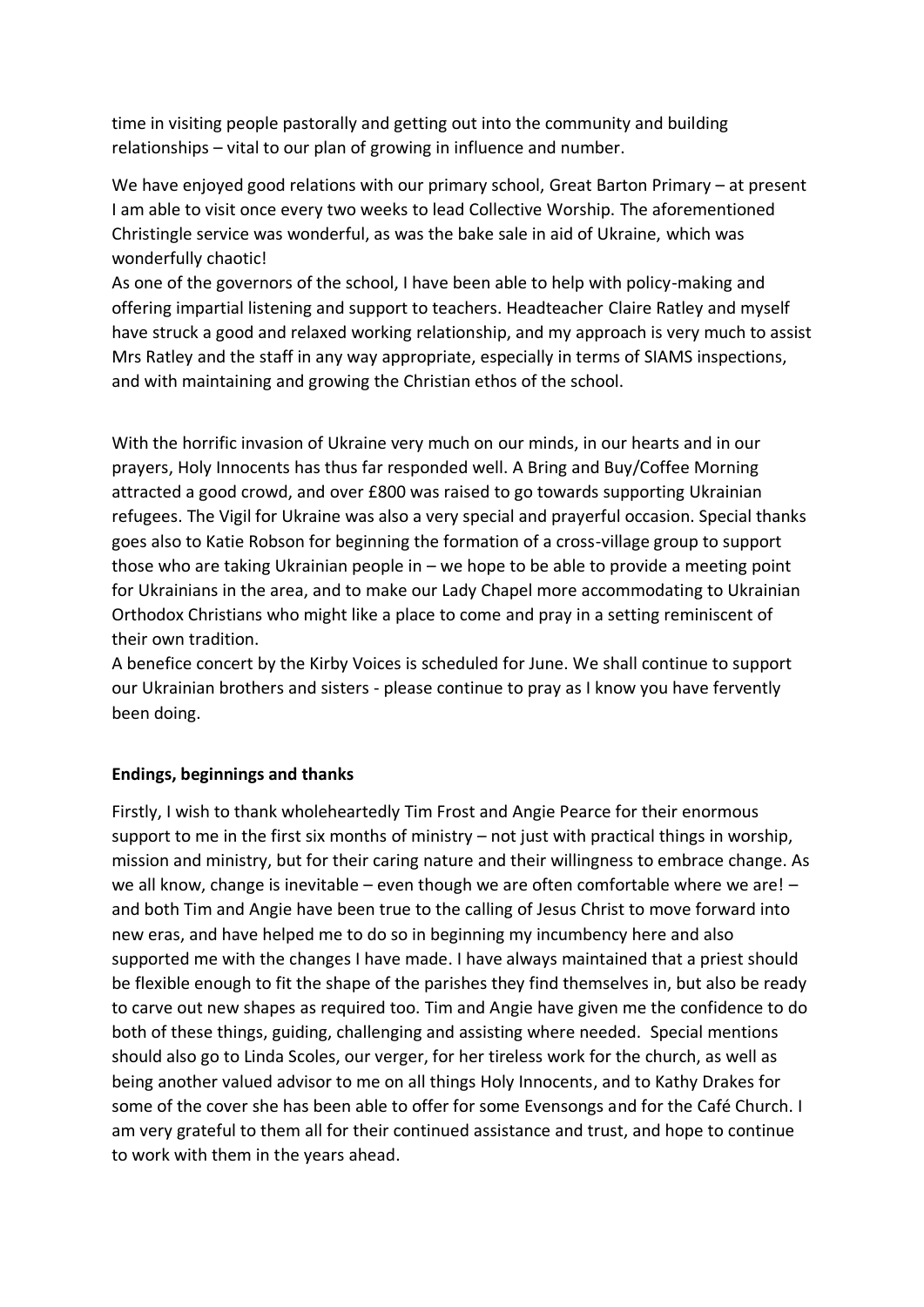time in visiting people pastorally and getting out into the community and building relationships – vital to our plan of growing in influence and number.

We have enjoyed good relations with our primary school, Great Barton Primary – at present I am able to visit once every two weeks to lead Collective Worship. The aforementioned Christingle service was wonderful, as was the bake sale in aid of Ukraine, which was wonderfully chaotic!

As one of the governors of the school, I have been able to help with policy-making and offering impartial listening and support to teachers. Headteacher Claire Ratley and myself have struck a good and relaxed working relationship, and my approach is very much to assist Mrs Ratley and the staff in any way appropriate, especially in terms of SIAMS inspections, and with maintaining and growing the Christian ethos of the school.

With the horrific invasion of Ukraine very much on our minds, in our hearts and in our prayers, Holy Innocents has thus far responded well. A Bring and Buy/Coffee Morning attracted a good crowd, and over £800 was raised to go towards supporting Ukrainian refugees. The Vigil for Ukraine was also a very special and prayerful occasion. Special thanks goes also to Katie Robson for beginning the formation of a cross-village group to support those who are taking Ukrainian people in – we hope to be able to provide a meeting point for Ukrainians in the area, and to make our Lady Chapel more accommodating to Ukrainian Orthodox Christians who might like a place to come and pray in a setting reminiscent of their own tradition.

A benefice concert by the Kirby Voices is scheduled for June. We shall continue to support our Ukrainian brothers and sisters - please continue to pray as I know you have fervently been doing.

**Endings, beginnings and thanks**

Firstly, I wish to thank wholeheartedly Tim Frost and Angie Pearce for their enormous support to me in the first six months of ministry – not just with practical things in worship, mission and ministry, but for their caring nature and their willingness to embrace change. As we all know, change is inevitable – even though we are often comfortable where we are! – and both Tim and Angie have been true to the calling of Jesus Christ to move forward into new eras, and have helped me to do so in beginning my incumbency here and also supported me with the changes I have made. I have always maintained that a priest should be flexible enough to fit the shape of the parishes they find themselves in, but also be ready to carve out new shapes as required too. Tim and Angie have given me the confidence to do both of these things, guiding, challenging and assisting where needed. Special mentions should also go to Linda Scoles, our verger, for her tireless work for the church, as well as being another valued advisor to me on all things Holy Innocents, and to Kathy Drakes for some of the cover she has been able to offer for some Evensongs and for the Café Church. I am very grateful to them all for their continued assistance and trust, and hope to continue to work with them in the years ahead.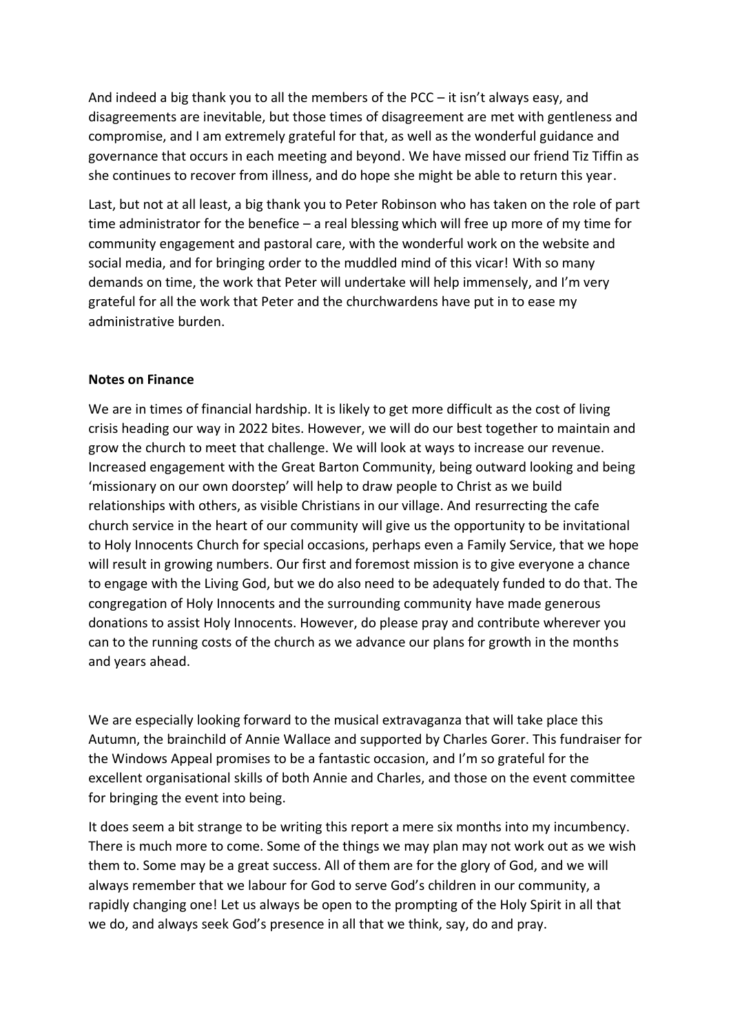And indeed a big thank you to all the members of the PCC – it isn't always easy, and disagreements are inevitable, but those times of disagreement are met with gentleness and compromise, and I am extremely grateful for that, as well as the wonderful guidance and governance that occurs in each meeting and beyond. We have missed our friend Tiz Tiffin as she continues to recover from illness, and do hope she might be able to return this year.

Last, but not at all least, a big thank you to Peter Robinson who has taken on the role of part time administrator for the benefice – a real blessing which will free up more of my time for community engagement and pastoral care, with the wonderful work on the website and social media, and for bringing order to the muddled mind of this vicar! With so many demands on time, the work that Peter will undertake will help immensely, and I'm very grateful for all the work that Peter and the churchwardens have put in to ease my administrative burden.

**Notes on Finance**

We are in times of financial hardship. It is likely to get more difficult as the cost of living crisis heading our way in 2022 bites. However, we will do our best together to maintain and grow the church to meet that challenge. We will look at ways to increase our revenue. Increased engagement with the Great Barton Community, being outward looking and being 'missionary on our own doorstep' will help to draw people to Christ as we build relationships with others, as visible Christians in our village. And resurrecting the cafe church service in the heart of our community will give us the opportunity to be invitational to Holy Innocents Church for special occasions, perhaps even a Family Service, that we hope will result in growing numbers. Our first and foremost mission is to give everyone a chance to engage with the Living God, but we do also need to be adequately funded to do that. The congregation of Holy Innocents and the surrounding community have made generous donations to assist Holy Innocents. However, do please pray and contribute wherever you can to the running costs of the church as we advance our plans for growth in the months and years ahead.

We are especially looking forward to the musical extravaganza that will take place this Autumn, the brainchild of Annie Wallace and supported by Charles Gorer. This fundraiser for the Windows Appeal promises to be a fantastic occasion, and I'm so grateful for the excellent organisational skills of both Annie and Charles, and those on the event committee for bringing the event into being.

It does seem a bit strange to be writing this report a mere six months into my incumbency. There is much more to come. Some of the things we may plan may not work out as we wish them to. Some may be a great success. All of them are for the glory of God, and we will always remember that we labour for God to serve God's children in our community, a rapidly changing one! Let us always be open to the prompting of the Holy Spirit in all that we do, and always seek God's presence in all that we think, say, do and pray.